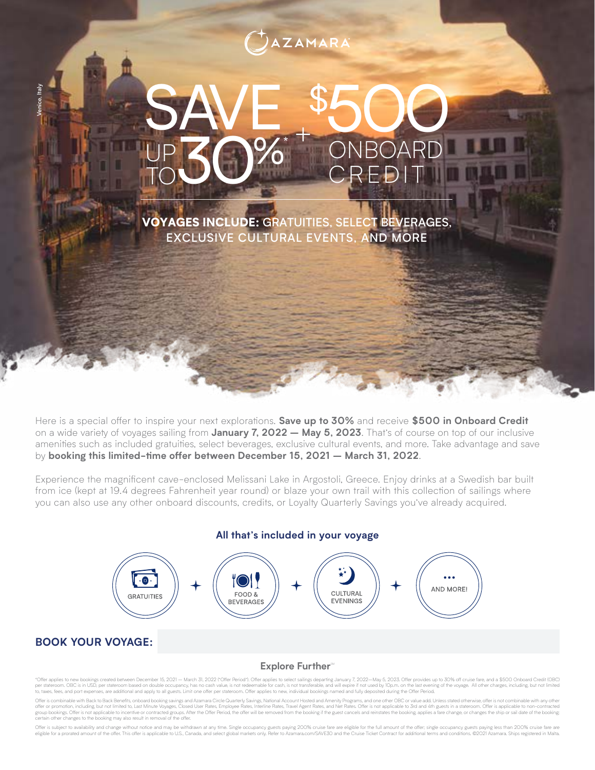AZAMARA

Venice, Italy

# SAVE UP TO 30%* + $500 ONBOARD CREDIT

**VOYAGES INCLUDE:** GRATUITIES, SELECT BEVERAGES, EXCLUSIVE CULTURAL EVENTS, AND MORE

Here is a special offer to inspire your next explorations. **Save up to 30%** and receive **$500 in Onboard Credit** on a wide variety of voyages sailing from **January 7, 2022 — May 5, 2023**. That's of course on top of our inclusive amenities such as included gratuities, select beverages, exclusive cultural events, and more. Take advantage and save by **booking this limited-time offer between December 15, 2021 — March 31, 2022**.

Experience the magnificent cave-enclosed Melissani Lake in Argostoli, Greece. Enjoy drinks at a Swedish bar built from ice (kept at 19.4 degrees Fahrenheit year round) or blaze your own trail with this collection of sailings where you can also use any other onboard discounts, credits, or Loyalty Quarterly Savings you've already acquired.

**All that's included in your voyage**

GRATUITIES + FOOD & BEVERAGES + CULTURAL EVENINGS + AND MORE!

## BOOK YOUR VOYAGE:

**Explore Further℠**

*Offer applies to new bookings created between December 15, 2021 — March 31, 2022 ("Offer Period"). Offer applies to select sailings departing January 7, 2022—May 5, 2023. Offer provides up to 30% off cruise fare, and a $500 Onboard Credit (OBC) per stateroom. OBC is in USD, per stateroom based on double occupancy, has no cash value, is not redeemable for cash, is not transferable, and will expire if not used by 10p.m. on the last evening of the voyage. All other charges, including, but not limited to, taxes, fees, and port expenses, are additional and apply to all guests. Limit one offer per stateroom. Offer applies to new, individual bookings named and fully deposited during the Offer Period.

Offer is combinable with Back to Back Benefits, onboard booking savings and Azamara Circle Quarterly Savings, National Account Hosted and Amenity Programs, and one other OBC or value add. Unless stated otherwise, offer is not combinable with any other offer or promotion, including, but not limited to, Last Minute Voyages, Closed User Rates, Employee Rates, Interline Rates, Travel Agent Rates, and Net Rates. Offer is not applicable to 3rd and 4th guests in a stateroom. Offer is applicable to non-contracted group bookings. Offer is not applicable to incentive or contracted groups. After the Offer Period, the offer will be removed from the booking if the guest cancels and reinstates the booking, applies a fare change, or changes the ship or sail date of the booking; certain other changes to the booking may also result in removal of the offer.

Offer is subject to availability and change without notice and may be withdrawn at any time. Single occupancy guests paying 200% cruise fare are eligible for the full amount of the offer; single occupancy guests paying less than 200% cruise fare are eligible for a prorated amount of the offer. This offer is applicable to U.S., Canada, and select global markets only. Refer to Azamara.com/SAVE30 and the Cruise Ticket Contract for additional terms and conditions. ©2021 Azamara. Ships registered in Malta.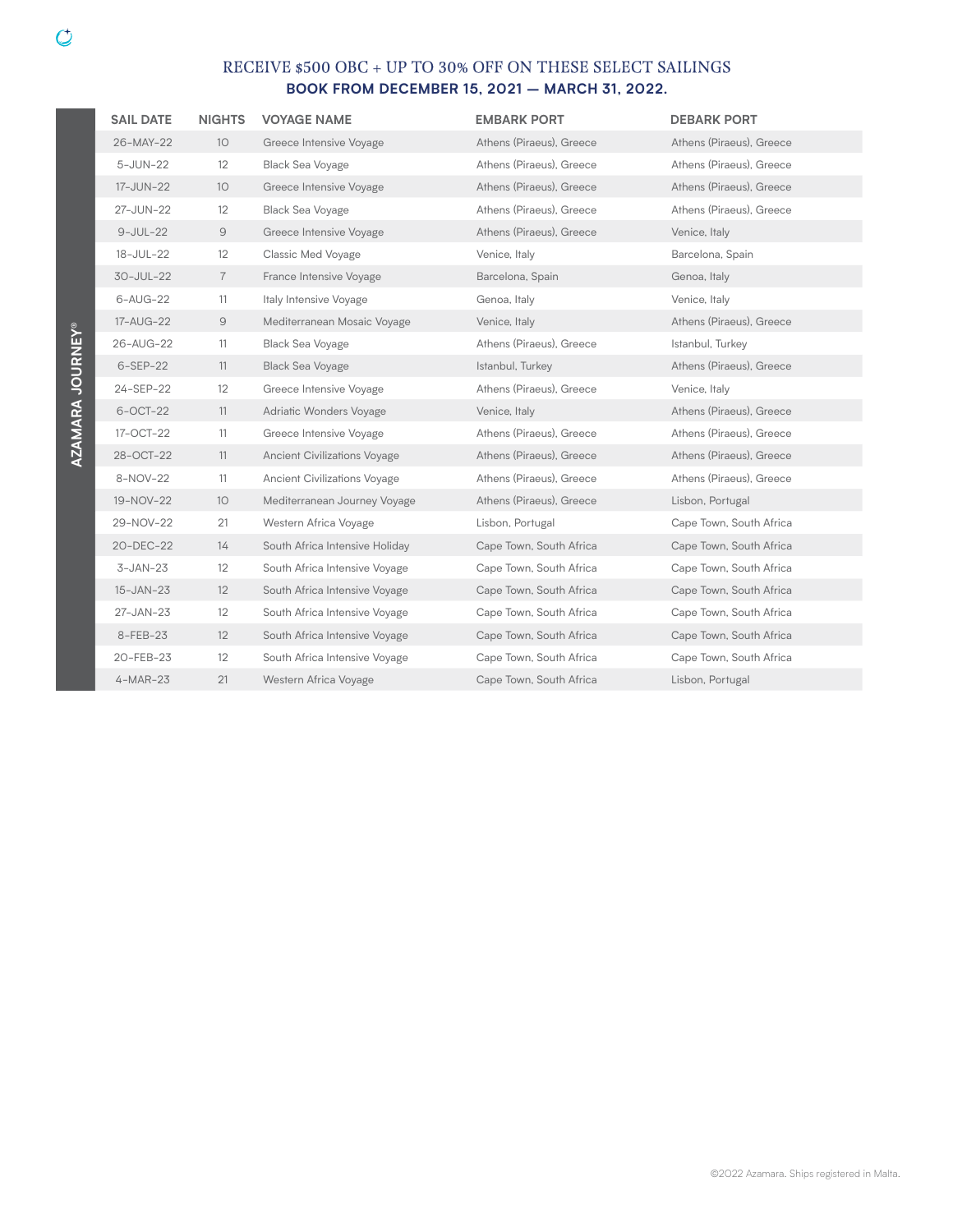## RECEIVE $500 OBC + UP TO 30% OFF ON THESE SELECT SAILINGS

**BOOK FROM DECEMBER 15, 2021 — MARCH 31, 2022.**

**AZAMARA JOURNEY®**

| SAIL DATE | NIGHTS | VOYAGE NAME | EMBARK PORT | DEBARK PORT |
|---|---|---|---|---|
| 26-MAY-22 | 10 | Greece Intensive Voyage | Athens (Piraeus), Greece | Athens (Piraeus), Greece |
| 5-JUN-22 | 12 | Black Sea Voyage | Athens (Piraeus), Greece | Athens (Piraeus), Greece |
| 17-JUN-22 | 10 | Greece Intensive Voyage | Athens (Piraeus), Greece | Athens (Piraeus), Greece |
| 27-JUN-22 | 12 | Black Sea Voyage | Athens (Piraeus), Greece | Athens (Piraeus), Greece |
| 9-JUL-22 | 9 | Greece Intensive Voyage | Athens (Piraeus), Greece | Venice, Italy |
| 18-JUL-22 | 12 | Classic Med Voyage | Venice, Italy | Barcelona, Spain |
| 30-JUL-22 | 7 | France Intensive Voyage | Barcelona, Spain | Genoa, Italy |
| 6-AUG-22 | 11 | Italy Intensive Voyage | Genoa, Italy | Venice, Italy |
| 17-AUG-22 | 9 | Mediterranean Mosaic Voyage | Venice, Italy | Athens (Piraeus), Greece |
| 26-AUG-22 | 11 | Black Sea Voyage | Athens (Piraeus), Greece | Istanbul, Turkey |
| 6-SEP-22 | 11 | Black Sea Voyage | Istanbul, Turkey | Athens (Piraeus), Greece |
| 24-SEP-22 | 12 | Greece Intensive Voyage | Athens (Piraeus), Greece | Venice, Italy |
| 6-OCT-22 | 11 | Adriatic Wonders Voyage | Venice, Italy | Athens (Piraeus), Greece |
| 17-OCT-22 | 11 | Greece Intensive Voyage | Athens (Piraeus), Greece | Athens (Piraeus), Greece |
| 28-OCT-22 | 11 | Ancient Civilizations Voyage | Athens (Piraeus), Greece | Athens (Piraeus), Greece |
| 8-NOV-22 | 11 | Ancient Civilizations Voyage | Athens (Piraeus), Greece | Athens (Piraeus), Greece |
| 19-NOV-22 | 10 | Mediterranean Journey Voyage | Athens (Piraeus), Greece | Lisbon, Portugal |
| 29-NOV-22 | 21 | Western Africa Voyage | Lisbon, Portugal | Cape Town, South Africa |
| 20-DEC-22 | 14 | South Africa Intensive Holiday | Cape Town, South Africa | Cape Town, South Africa |
| 3-JAN-23 | 12 | South Africa Intensive Voyage | Cape Town, South Africa | Cape Town, South Africa |
| 15-JAN-23 | 12 | South Africa Intensive Voyage | Cape Town, South Africa | Cape Town, South Africa |
| 27-JAN-23 | 12 | South Africa Intensive Voyage | Cape Town, South Africa | Cape Town, South Africa |
| 8-FEB-23 | 12 | South Africa Intensive Voyage | Cape Town, South Africa | Cape Town, South Africa |
| 20-FEB-23 | 12 | South Africa Intensive Voyage | Cape Town, South Africa | Cape Town, South Africa |
| 4-MAR-23 | 21 | Western Africa Voyage | Cape Town, South Africa | Lisbon, Portugal |

©2022 Azamara. Ships registered in Malta.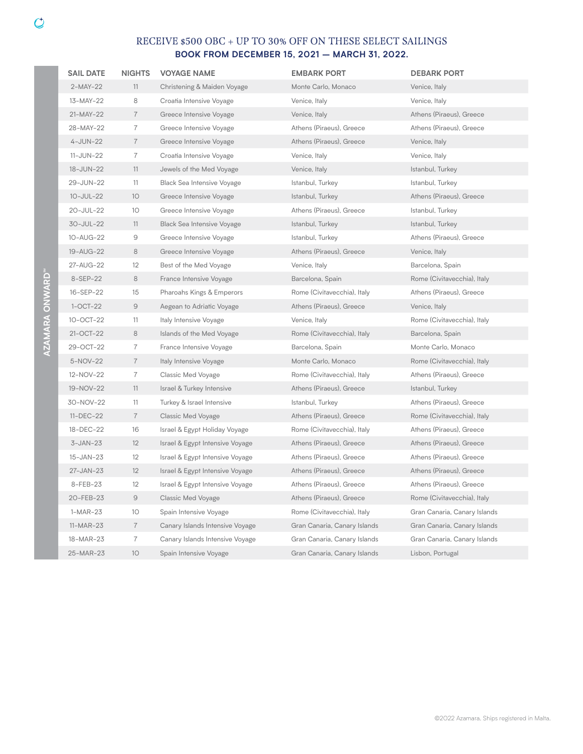# RECEIVE $500 OBC + UP TO 30% OFF ON THESE SELECT SAILINGS

**BOOK FROM DECEMBER 15, 2021 — MARCH 31, 2022.**

**AZAMARA ONWARD℠**

| SAIL DATE | NIGHTS | VOYAGE NAME | EMBARK PORT | DEBARK PORT |
|---|---|---|---|---|
| 2-MAY-22 | 11 | Christening & Maiden Voyage | Monte Carlo, Monaco | Venice, Italy |
| 13-MAY-22 | 8 | Croatia Intensive Voyage | Venice, Italy | Venice, Italy |
| 21-MAY-22 | 7 | Greece Intensive Voyage | Venice, Italy | Athens (Piraeus), Greece |
| 28-MAY-22 | 7 | Greece Intensive Voyage | Athens (Piraeus), Greece | Athens (Piraeus), Greece |
| 4-JUN-22 | 7 | Greece Intensive Voyage | Athens (Piraeus), Greece | Venice, Italy |
| 11-JUN-22 | 7 | Croatia Intensive Voyage | Venice, Italy | Venice, Italy |
| 18-JUN-22 | 11 | Jewels of the Med Voyage | Venice, Italy | Istanbul, Turkey |
| 29-JUN-22 | 11 | Black Sea Intensive Voyage | Istanbul, Turkey | Istanbul, Turkey |
| 10-JUL-22 | 10 | Greece Intensive Voyage | Istanbul, Turkey | Athens (Piraeus), Greece |
| 20-JUL-22 | 10 | Greece Intensive Voyage | Athens (Piraeus), Greece | Istanbul, Turkey |
| 30-JUL-22 | 11 | Black Sea Intensive Voyage | Istanbul, Turkey | Istanbul, Turkey |
| 10-AUG-22 | 9 | Greece Intensive Voyage | Istanbul, Turkey | Athens (Piraeus), Greece |
| 19-AUG-22 | 8 | Greece Intensive Voyage | Athens (Piraeus), Greece | Venice, Italy |
| 27-AUG-22 | 12 | Best of the Med Voyage | Venice, Italy | Barcelona, Spain |
| 8-SEP-22 | 8 | France Intensive Voyage | Barcelona, Spain | Rome (Civitavecchia), Italy |
| 16-SEP-22 | 15 | Pharoahs Kings & Emperors | Rome (Civitavecchia), Italy | Athens (Piraeus), Greece |
| 1-OCT-22 | 9 | Aegean to Adriatic Voyage | Athens (Piraeus), Greece | Venice, Italy |
| 10-OCT-22 | 11 | Italy Intensive Voyage | Venice, Italy | Rome (Civitavecchia), Italy |
| 21-OCT-22 | 8 | Islands of the Med Voyage | Rome (Civitavecchia), Italy | Barcelona, Spain |
| 29-OCT-22 | 7 | France Intensive Voyage | Barcelona, Spain | Monte Carlo, Monaco |
| 5-NOV-22 | 7 | Italy Intensive Voyage | Monte Carlo, Monaco | Rome (Civitavecchia), Italy |
| 12-NOV-22 | 7 | Classic Med Voyage | Rome (Civitavecchia), Italy | Athens (Piraeus), Greece |
| 19-NOV-22 | 11 | Israel & Turkey Intensive | Athens (Piraeus), Greece | Istanbul, Turkey |
| 30-NOV-22 | 11 | Turkey & Israel Intensive | Istanbul, Turkey | Athens (Piraeus), Greece |
| 11-DEC-22 | 7 | Classic Med Voyage | Athens (Piraeus), Greece | Rome (Civitavecchia), Italy |
| 18-DEC-22 | 16 | Israel & Egypt Holiday Voyage | Rome (Civitavecchia), Italy | Athens (Piraeus), Greece |
| 3-JAN-23 | 12 | Israel & Egypt Intensive Voyage | Athens (Piraeus), Greece | Athens (Piraeus), Greece |
| 15-JAN-23 | 12 | Israel & Egypt Intensive Voyage | Athens (Piraeus), Greece | Athens (Piraeus), Greece |
| 27-JAN-23 | 12 | Israel & Egypt Intensive Voyage | Athens (Piraeus), Greece | Athens (Piraeus), Greece |
| 8-FEB-23 | 12 | Israel & Egypt Intensive Voyage | Athens (Piraeus), Greece | Athens (Piraeus), Greece |
| 20-FEB-23 | 9 | Classic Med Voyage | Athens (Piraeus), Greece | Rome (Civitavecchia), Italy |
| 1-MAR-23 | 10 | Spain Intensive Voyage | Rome (Civitavecchia), Italy | Gran Canaria, Canary Islands |
| 11-MAR-23 | 7 | Canary Islands Intensive Voyage | Gran Canaria, Canary Islands | Gran Canaria, Canary Islands |
| 18-MAR-23 | 7 | Canary Islands Intensive Voyage | Gran Canaria, Canary Islands | Gran Canaria, Canary Islands |
| 25-MAR-23 | 10 | Spain Intensive Voyage | Gran Canaria, Canary Islands | Lisbon, Portugal |

©2022 Azamara. Ships registered in Malta.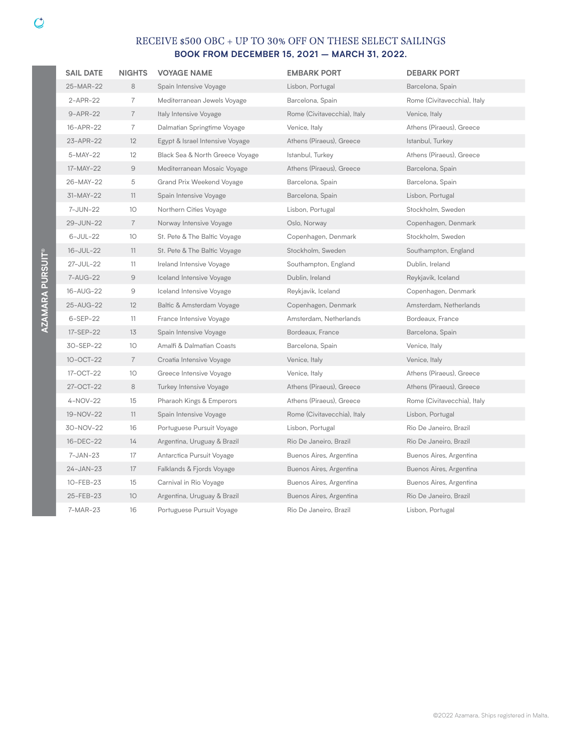## RECEIVE $500 OBC + UP TO 30% OFF ON THESE SELECT SAILINGS

**BOOK FROM DECEMBER 15, 2021 — MARCH 31, 2022.**

**AZAMARA PURSUIT®**

| SAIL DATE | NIGHTS | VOYAGE NAME | EMBARK PORT | DEBARK PORT |
|---|---|---|---|---|
| 25-MAR-22 | 8 | Spain Intensive Voyage | Lisbon, Portugal | Barcelona, Spain |
| 2-APR-22 | 7 | Mediterranean Jewels Voyage | Barcelona, Spain | Rome (Civitavecchia), Italy |
| 9-APR-22 | 7 | Italy Intensive Voyage | Rome (Civitavecchia), Italy | Venice, Italy |
| 16-APR-22 | 7 | Dalmatian Springtime Voyage | Venice, Italy | Athens (Piraeus), Greece |
| 23-APR-22 | 12 | Egypt & Israel Intensive Voyage | Athens (Piraeus), Greece | Istanbul, Turkey |
| 5-MAY-22 | 12 | Black Sea & North Greece Voyage | Istanbul, Turkey | Athens (Piraeus), Greece |
| 17-MAY-22 | 9 | Mediterranean Mosaic Voyage | Athens (Piraeus), Greece | Barcelona, Spain |
| 26-MAY-22 | 5 | Grand Prix Weekend Voyage | Barcelona, Spain | Barcelona, Spain |
| 31-MAY-22 | 11 | Spain Intensive Voyage | Barcelona, Spain | Lisbon, Portugal |
| 7-JUN-22 | 10 | Northern Cities Voyage | Lisbon, Portugal | Stockholm, Sweden |
| 29-JUN-22 | 7 | Norway Intensive Voyage | Oslo, Norway | Copenhagen, Denmark |
| 6-JUL-22 | 10 | St. Pete & The Baltic Voyage | Copenhagen, Denmark | Stockholm, Sweden |
| 16-JUL-22 | 11 | St. Pete & The Baltic Voyage | Stockholm, Sweden | Southampton, England |
| 27-JUL-22 | 11 | Ireland Intensive Voyage | Southampton, England | Dublin, Ireland |
| 7-AUG-22 | 9 | Iceland Intensive Voyage | Dublin, Ireland | Reykjavik, Iceland |
| 16-AUG-22 | 9 | Iceland Intensive Voyage | Reykjavik, Iceland | Copenhagen, Denmark |
| 25-AUG-22 | 12 | Baltic & Amsterdam Voyage | Copenhagen, Denmark | Amsterdam, Netherlands |
| 6-SEP-22 | 11 | France Intensive Voyage | Amsterdam, Netherlands | Bordeaux, France |
| 17-SEP-22 | 13 | Spain Intensive Voyage | Bordeaux, France | Barcelona, Spain |
| 30-SEP-22 | 10 | Amalfi & Dalmatian Coasts | Barcelona, Spain | Venice, Italy |
| 10-OCT-22 | 7 | Croatia Intensive Voyage | Venice, Italy | Venice, Italy |
| 17-OCT-22 | 10 | Greece Intensive Voyage | Venice, Italy | Athens (Piraeus), Greece |
| 27-OCT-22 | 8 | Turkey Intensive Voyage | Athens (Piraeus), Greece | Athens (Piraeus), Greece |
| 4-NOV-22 | 15 | Pharaoh Kings & Emperors | Athens (Piraeus), Greece | Rome (Civitavecchia), Italy |
| 19-NOV-22 | 11 | Spain Intensive Voyage | Rome (Civitavecchia), Italy | Lisbon, Portugal |
| 30-NOV-22 | 16 | Portuguese Pursuit Voyage | Lisbon, Portugal | Rio De Janeiro, Brazil |
| 16-DEC-22 | 14 | Argentina, Uruguay & Brazil | Rio De Janeiro, Brazil | Rio De Janeiro, Brazil |
| 7-JAN-23 | 17 | Antarctica Pursuit Voyage | Buenos Aires, Argentina | Buenos Aires, Argentina |
| 24-JAN-23 | 17 | Falklands & Fjords Voyage | Buenos Aires, Argentina | Buenos Aires, Argentina |
| 10-FEB-23 | 15 | Carnival in Rio Voyage | Buenos Aires, Argentina | Buenos Aires, Argentina |
| 25-FEB-23 | 10 | Argentina, Uruguay & Brazil | Buenos Aires, Argentina | Rio De Janeiro, Brazil |
| 7-MAR-23 | 16 | Portuguese Pursuit Voyage | Rio De Janeiro, Brazil | Lisbon, Portugal |

©2022 Azamara. Ships registered in Malta.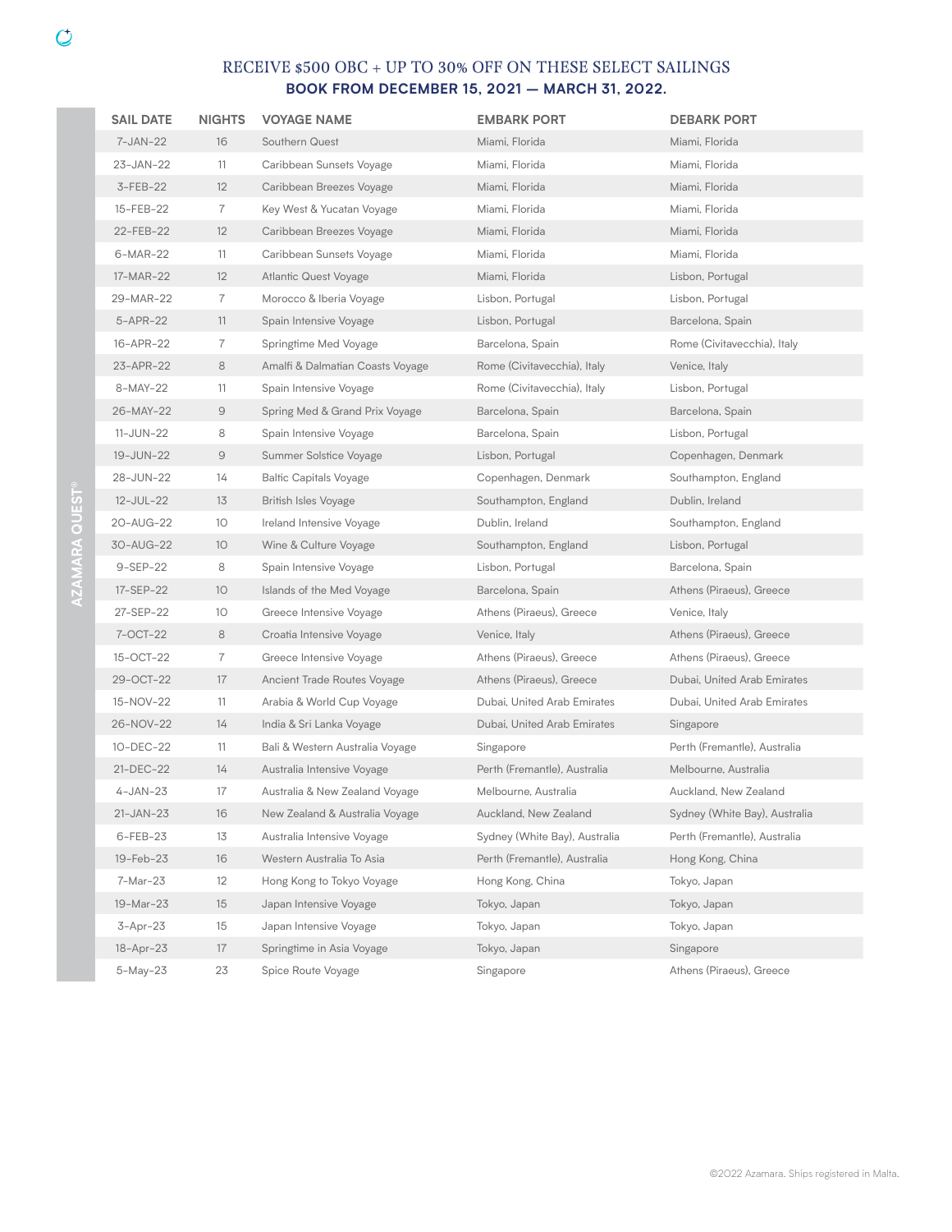## RECEIVE $500 OBC + UP TO 30% OFF ON THESE SELECT SAILINGS

**BOOK FROM DECEMBER 15, 2021 — MARCH 31, 2022.**

AZAMARA QUEST®

| SAIL DATE | NIGHTS | VOYAGE NAME | EMBARK PORT | DEBARK PORT |
|---|---|---|---|---|
| 7-JAN-22 | 16 | Southern Quest | Miami, Florida | Miami, Florida |
| 23-JAN-22 | 11 | Caribbean Sunsets Voyage | Miami, Florida | Miami, Florida |
| 3-FEB-22 | 12 | Caribbean Breezes Voyage | Miami, Florida | Miami, Florida |
| 15-FEB-22 | 7 | Key West & Yucatan Voyage | Miami, Florida | Miami, Florida |
| 22-FEB-22 | 12 | Caribbean Breezes Voyage | Miami, Florida | Miami, Florida |
| 6-MAR-22 | 11 | Caribbean Sunsets Voyage | Miami, Florida | Miami, Florida |
| 17-MAR-22 | 12 | Atlantic Quest Voyage | Miami, Florida | Lisbon, Portugal |
| 29-MAR-22 | 7 | Morocco & Iberia Voyage | Lisbon, Portugal | Lisbon, Portugal |
| 5-APR-22 | 11 | Spain Intensive Voyage | Lisbon, Portugal | Barcelona, Spain |
| 16-APR-22 | 7 | Springtime Med Voyage | Barcelona, Spain | Rome (Civitavecchia), Italy |
| 23-APR-22 | 8 | Amalfi & Dalmatian Coasts Voyage | Rome (Civitavecchia), Italy | Venice, Italy |
| 8-MAY-22 | 11 | Spain Intensive Voyage | Rome (Civitavecchia), Italy | Lisbon, Portugal |
| 26-MAY-22 | 9 | Spring Med & Grand Prix Voyage | Barcelona, Spain | Barcelona, Spain |
| 11-JUN-22 | 8 | Spain Intensive Voyage | Barcelona, Spain | Lisbon, Portugal |
| 19-JUN-22 | 9 | Summer Solstice Voyage | Lisbon, Portugal | Copenhagen, Denmark |
| 28-JUN-22 | 14 | Baltic Capitals Voyage | Copenhagen, Denmark | Southampton, England |
| 12-JUL-22 | 13 | British Isles Voyage | Southampton, England | Dublin, Ireland |
| 20-AUG-22 | 10 | Ireland Intensive Voyage | Dublin, Ireland | Southampton, England |
| 30-AUG-22 | 10 | Wine & Culture Voyage | Southampton, England | Lisbon, Portugal |
| 9-SEP-22 | 8 | Spain Intensive Voyage | Lisbon, Portugal | Barcelona, Spain |
| 17-SEP-22 | 10 | Islands of the Med Voyage | Barcelona, Spain | Athens (Piraeus), Greece |
| 27-SEP-22 | 10 | Greece Intensive Voyage | Athens (Piraeus), Greece | Venice, Italy |
| 7-OCT-22 | 8 | Croatia Intensive Voyage | Venice, Italy | Athens (Piraeus), Greece |
| 15-OCT-22 | 7 | Greece Intensive Voyage | Athens (Piraeus), Greece | Athens (Piraeus), Greece |
| 29-OCT-22 | 17 | Ancient Trade Routes Voyage | Athens (Piraeus), Greece | Dubai, United Arab Emirates |
| 15-NOV-22 | 11 | Arabia & World Cup Voyage | Dubai, United Arab Emirates | Dubai, United Arab Emirates |
| 26-NOV-22 | 14 | India & Sri Lanka Voyage | Dubai, United Arab Emirates | Singapore |
| 10-DEC-22 | 11 | Bali & Western Australia Voyage | Singapore | Perth (Fremantle), Australia |
| 21-DEC-22 | 14 | Australia Intensive Voyage | Perth (Fremantle), Australia | Melbourne, Australia |
| 4-JAN-23 | 17 | Australia & New Zealand Voyage | Melbourne, Australia | Auckland, New Zealand |
| 21-JAN-23 | 16 | New Zealand & Australia Voyage | Auckland, New Zealand | Sydney (White Bay), Australia |
| 6-FEB-23 | 13 | Australia Intensive Voyage | Sydney (White Bay), Australia | Perth (Fremantle), Australia |
| 19-Feb-23 | 16 | Western Australia To Asia | Perth (Fremantle), Australia | Hong Kong, China |
| 7-Mar-23 | 12 | Hong Kong to Tokyo Voyage | Hong Kong, China | Tokyo, Japan |
| 19-Mar-23 | 15 | Japan Intensive Voyage | Tokyo, Japan | Tokyo, Japan |
| 3-Apr-23 | 15 | Japan Intensive Voyage | Tokyo, Japan | Tokyo, Japan |
| 18-Apr-23 | 17 | Springtime in Asia Voyage | Tokyo, Japan | Singapore |
| 5-May-23 | 23 | Spice Route Voyage | Singapore | Athens (Piraeus), Greece |

©2022 Azamara. Ships registered in Malta.